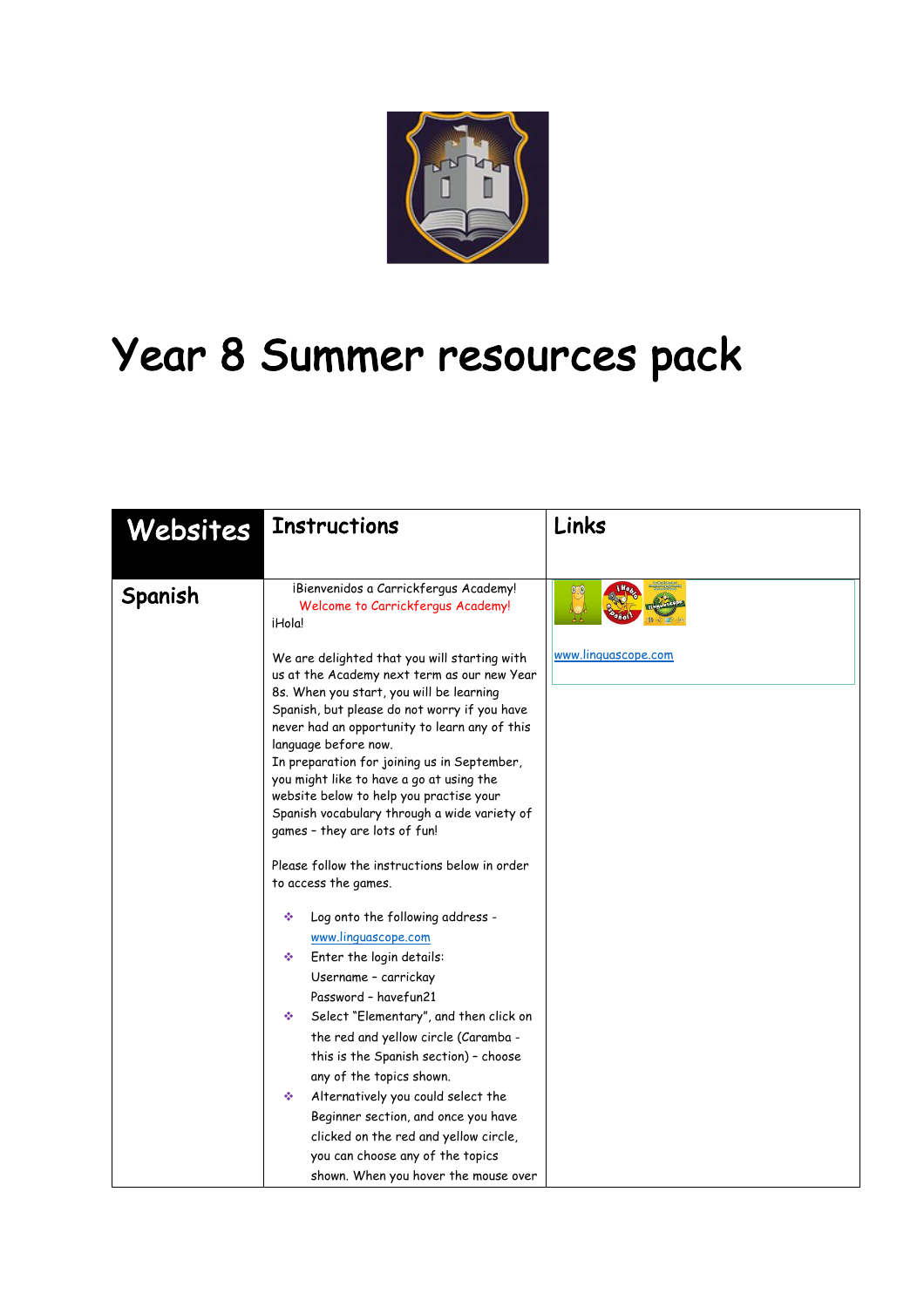# Year 8 Summer resources pack

| Websites | Instructions | Links |
|---|---|---|
| Spanish | ¡Bienvenidos a Carrickfergus Academy!<br>Welcome to Carrickfergus Academy!<br>¡Hola!<br><br>We are delighted that you will starting with us at the Academy next term as our new Year 8s. When you start, you will be learning Spanish, but please do not worry if you have never had an opportunity to learn any of this language before now.<br>In preparation for joining us in September, you might like to have a go at using the website below to help you practise your Spanish vocabulary through a wide variety of games – they are lots of fun!<br><br>Please follow the instructions below in order to access the games.<br><br>- Log onto the following address - www.linguascope.com<br>- Enter the login details:<br>Username – carrickay<br>Password – havefun21<br>- Select "Elementary", and then click on the red and yellow circle (Caramba - this is the Spanish section) – choose any of the topics shown.<br>- Alternatively you could select the Beginner section, and once you have clicked on the red and yellow circle, you can choose any of the topics shown. When you hover the mouse over | www.linguascope.com |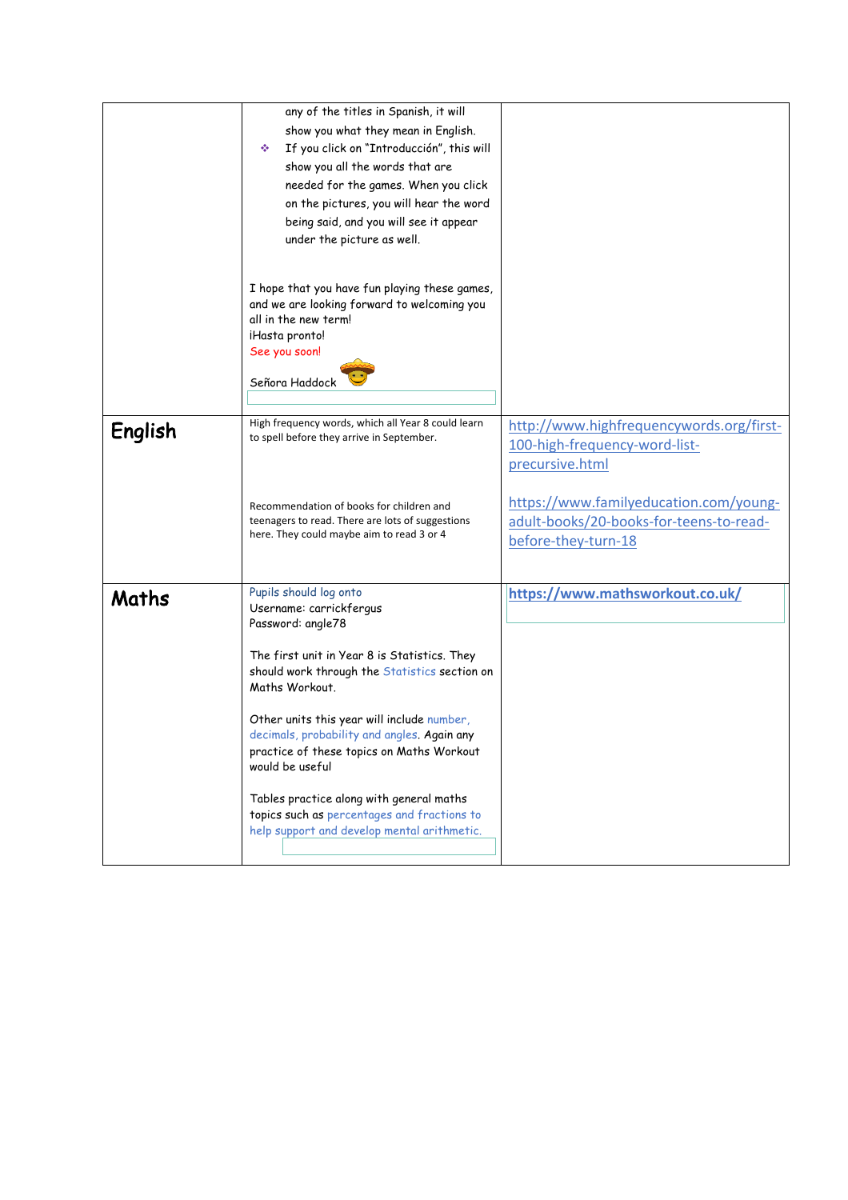| | | |
|---|---|---|
| | any of the titles in Spanish, it will show you what they mean in English.<br>❖ If you click on "Introducción", this will show you all the words that are needed for the games. When you click on the pictures, you will hear the word being said, and you will see it appear under the picture as well.<br><br>I hope that you have fun playing these games, and we are looking forward to welcoming you all in the new term!<br>¡Hasta pronto!<br>See you soon!<br><br>Señora Haddock | |
| **English** | High frequency words, which all Year 8 could learn to spell before they arrive in September.<br><br>Recommendation of books for children and teenagers to read. There are lots of suggestions here. They could maybe aim to read 3 or 4 | http://www.highfrequencywords.org/first-100-high-frequency-word-list-precursive.html<br><br>https://www.familyeducation.com/young-adult-books/20-books-for-teens-to-read-before-they-turn-18 |
| **Maths** | Pupils should log onto<br>Username: carrickfergus<br>Password: angle78<br><br>The first unit in Year 8 is Statistics. They should work through the Statistics section on Maths Workout.<br><br>Other units this year will include number, decimals, probability and angles. Again any practice of these topics on Maths Workout would be useful<br><br>Tables practice along with general maths topics such as percentages and fractions to help support and develop mental arithmetic. | **https://www.mathsworkout.co.uk/** |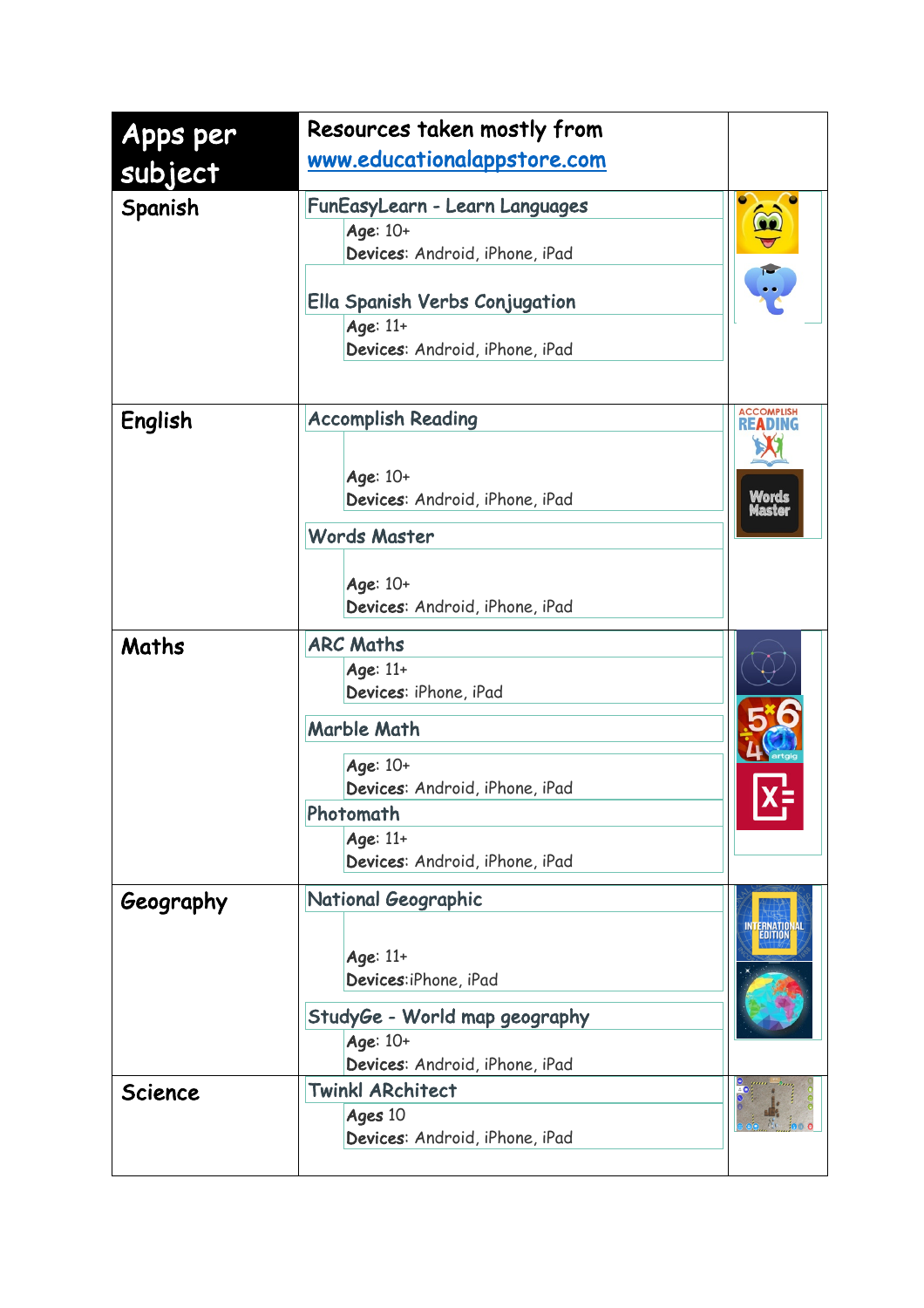| Apps per subject | Resources taken mostly from www.educationalappstore.com | |
|---|---|---|
| Spanish | **FunEasyLearn - Learn Languages**<br>**Age**: 10+<br>**Devices**: Android, iPhone, iPad<br><br>**Ella Spanish Verbs Conjugation**<br>**Age**: 11+<br>**Devices**: Android, iPhone, iPad | |
| English | **Accomplish Reading**<br>**Age**: 10+<br>**Devices**: Android, iPhone, iPad<br><br>**Words Master**<br>**Age**: 10+<br>**Devices**: Android, iPhone, iPad | |
| Maths | **ARC Maths**<br>**Age**: 11+<br>**Devices**: iPhone, iPad<br><br>**Marble Math**<br>**Age**: 10+<br>**Devices**: Android, iPhone, iPad<br><br>**Photomath**<br>**Age**: 11+<br>**Devices**: Android, iPhone, iPad | |
| Geography | **National Geographic**<br>**Age**: 11+<br>**Devices**:iPhone, iPad<br><br>**StudyGe - World map geography**<br>**Age**: 10+<br>**Devices**: Android, iPhone, iPad | |
| Science | **Twinkl ARchitect**<br>**Ages** 10<br>**Devices**: Android, iPhone, iPad | |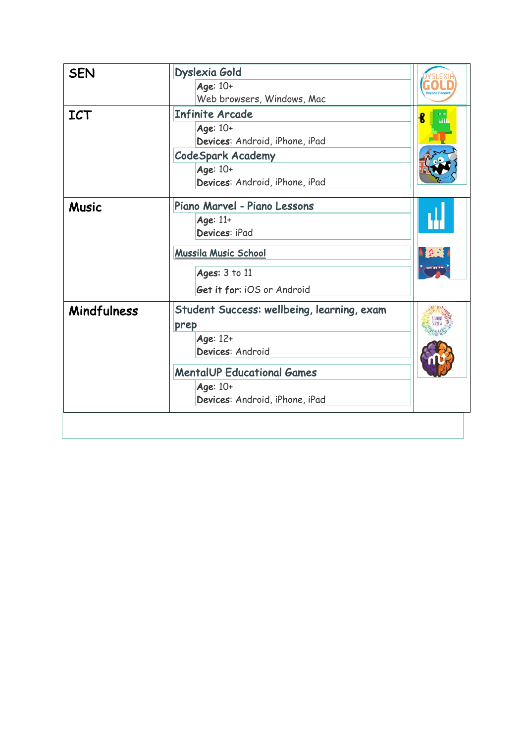| | | |
|---|---|---|
| **SEN** | Dyslexia Gold<br>**Age**: 10+<br>Web browsers, Windows, Mac | |
| **ICT** | Infinite Arcade<br>**Age**: 10+<br>**Devices**: Android, iPhone, iPad<br>CodeSpark Academy<br>**Age**: 10+<br>**Devices**: Android, iPhone, iPad | |
| **Music** | Piano Marvel - Piano Lessons<br>**Age**: 11+<br>**Devices**: iPad<br>Mussila Music School<br>**Ages**: 3 to 11<br>**Get it for**: iOS or Android | |
| **Mindfulness** | Student Success: wellbeing, learning, exam prep<br>**Age**: 12+<br>**Devices**: Android<br>MentalUP Educational Games<br>**Age**: 10+<br>**Devices**: Android, iPhone, iPad | |